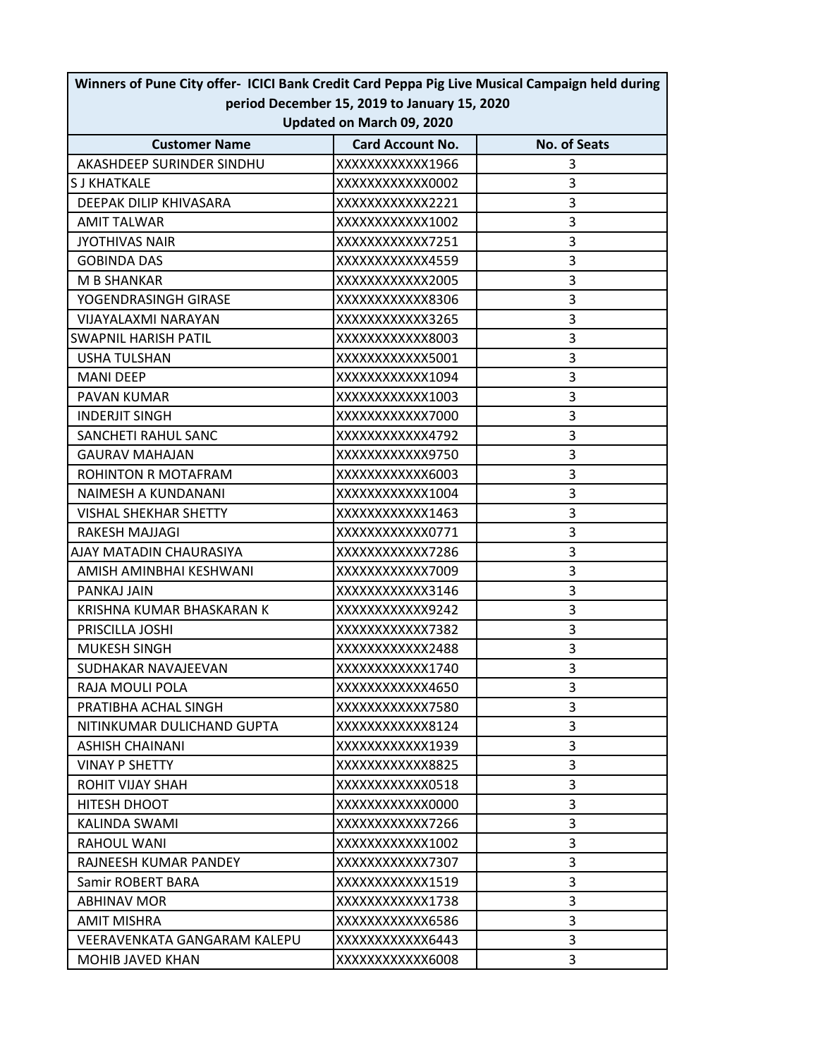| Winners of Pune City offer- ICICI Bank Credit Card Peppa Pig Live Musical Campaign held during period December 15, 2019 to January 15, 2020<br>Updated on March 09, 2020 | | |
|---|---|---|
| **Customer Name** | **Card Account No.** | **No. of Seats** |
| AKASHDEEP SURINDER SINDHU | XXXXXXXXXXXX1966 | 3 |
| S J KHATKALE | XXXXXXXXXXXX0002 | 3 |
| DEEPAK DILIP KHIVASARA | XXXXXXXXXXXX2221 | 3 |
| AMIT TALWAR | XXXXXXXXXXXX1002 | 3 |
| JYOTHIVAS NAIR | XXXXXXXXXXXX7251 | 3 |
| GOBINDA DAS | XXXXXXXXXXXX4559 | 3 |
| M B SHANKAR | XXXXXXXXXXXX2005 | 3 |
| YOGENDRASINGH GIRASE | XXXXXXXXXXXX8306 | 3 |
| VIJAYALAXMI NARAYAN | XXXXXXXXXXXX3265 | 3 |
| SWAPNIL HARISH PATIL | XXXXXXXXXXXX8003 | 3 |
| USHA TULSHAN | XXXXXXXXXXXX5001 | 3 |
| MANI DEEP | XXXXXXXXXXXX1094 | 3 |
| PAVAN KUMAR | XXXXXXXXXXXX1003 | 3 |
| INDERJIT SINGH | XXXXXXXXXXXX7000 | 3 |
| SANCHETI RAHUL SANC | XXXXXXXXXXXX4792 | 3 |
| GAURAV MAHAJAN | XXXXXXXXXXXX9750 | 3 |
| ROHINTON R MOTAFRAM | XXXXXXXXXXXX6003 | 3 |
| NAIMESH A KUNDANANI | XXXXXXXXXXXX1004 | 3 |
| VISHAL SHEKHAR SHETTY | XXXXXXXXXXXX1463 | 3 |
| RAKESH MAJJAGI | XXXXXXXXXXXX0771 | 3 |
| AJAY MATADIN CHAURASIYA | XXXXXXXXXXXX7286 | 3 |
| AMISH AMINBHAI KESHWANI | XXXXXXXXXXXX7009 | 3 |
| PANKAJ JAIN | XXXXXXXXXXXX3146 | 3 |
| KRISHNA KUMAR BHASKARAN K | XXXXXXXXXXXX9242 | 3 |
| PRISCILLA JOSHI | XXXXXXXXXXXX7382 | 3 |
| MUKESH SINGH | XXXXXXXXXXXX2488 | 3 |
| SUDHAKAR NAVAJEEVAN | XXXXXXXXXXXX1740 | 3 |
| RAJA MOULI POLA | XXXXXXXXXXXX4650 | 3 |
| PRATIBHA ACHAL SINGH | XXXXXXXXXXXX7580 | 3 |
| NITINKUMAR DULICHAND GUPTA | XXXXXXXXXXXX8124 | 3 |
| ASHISH CHAINANI | XXXXXXXXXXXX1939 | 3 |
| VINAY P SHETTY | XXXXXXXXXXXX8825 | 3 |
| ROHIT VIJAY SHAH | XXXXXXXXXXXX0518 | 3 |
| HITESH DHOOT | XXXXXXXXXXXX0000 | 3 |
| KALINDA SWAMI | XXXXXXXXXXXX7266 | 3 |
| RAHOUL WANI | XXXXXXXXXXXX1002 | 3 |
| RAJNEESH KUMAR PANDEY | XXXXXXXXXXXX7307 | 3 |
| Samir ROBERT BARA | XXXXXXXXXXXX1519 | 3 |
| ABHINAV MOR | XXXXXXXXXXXX1738 | 3 |
| AMIT MISHRA | XXXXXXXXXXXX6586 | 3 |
| VEERAVENKATA GANGARAM KALEPU | XXXXXXXXXXXX6443 | 3 |
| MOHIB JAVED KHAN | XXXXXXXXXXXX6008 | 3 |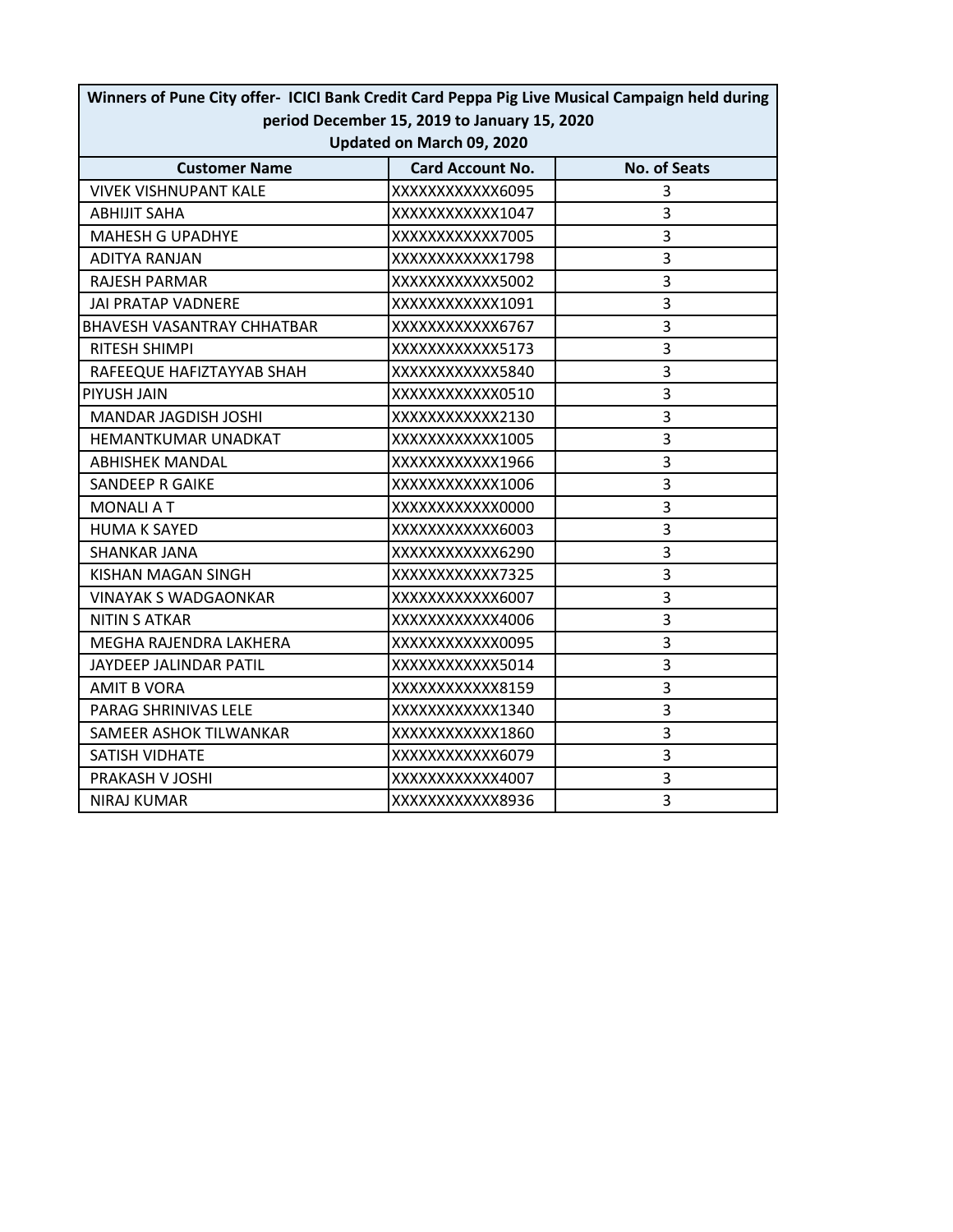**Winners of Pune City offer- ICICI Bank Credit Card Peppa Pig Live Musical Campaign held during period December 15, 2019 to January 15, 2020**

**Updated on March 09, 2020**

| Customer Name | Card Account No. | No. of Seats |
|---|---|---|
| VIVEK VISHNUPANT KALE | XXXXXXXXXXXX6095 | 3 |
| ABHIJIT SAHA | XXXXXXXXXXXX1047 | 3 |
| MAHESH G UPADHYE | XXXXXXXXXXXX7005 | 3 |
| ADITYA RANJAN | XXXXXXXXXXXX1798 | 3 |
| RAJESH PARMAR | XXXXXXXXXXXX5002 | 3 |
| JAI PRATAP VADNERE | XXXXXXXXXXXX1091 | 3 |
| BHAVESH VASANTRAY CHHATBAR | XXXXXXXXXXXX6767 | 3 |
| RITESH SHIMPI | XXXXXXXXXXXX5173 | 3 |
| RAFEEQUE HAFIZTAYYAB SHAH | XXXXXXXXXXXX5840 | 3 |
| PIYUSH JAIN | XXXXXXXXXXXX0510 | 3 |
| MANDAR JAGDISH JOSHI | XXXXXXXXXXXX2130 | 3 |
| HEMANTKUMAR UNADKAT | XXXXXXXXXXXX1005 | 3 |
| ABHISHEK MANDAL | XXXXXXXXXXXX1966 | 3 |
| SANDEEP R GAIKE | XXXXXXXXXXXX1006 | 3 |
| MONALI A T | XXXXXXXXXXXX0000 | 3 |
| HUMA K SAYED | XXXXXXXXXXXX6003 | 3 |
| SHANKAR JANA | XXXXXXXXXXXX6290 | 3 |
| KISHAN MAGAN SINGH | XXXXXXXXXXXX7325 | 3 |
| VINAYAK S WADGAONKAR | XXXXXXXXXXXX6007 | 3 |
| NITIN S ATKAR | XXXXXXXXXXXX4006 | 3 |
| MEGHA RAJENDRA LAKHERA | XXXXXXXXXXXX0095 | 3 |
| JAYDEEP JALINDAR PATIL | XXXXXXXXXXXX5014 | 3 |
| AMIT B VORA | XXXXXXXXXXXX8159 | 3 |
| PARAG SHRINIVAS LELE | XXXXXXXXXXXX1340 | 3 |
| SAMEER ASHOK TILWANKAR | XXXXXXXXXXXX1860 | 3 |
| SATISH VIDHATE | XXXXXXXXXXXX6079 | 3 |
| PRAKASH V JOSHI | XXXXXXXXXXXX4007 | 3 |
| NIRAJ KUMAR | XXXXXXXXXXXX8936 | 3 |